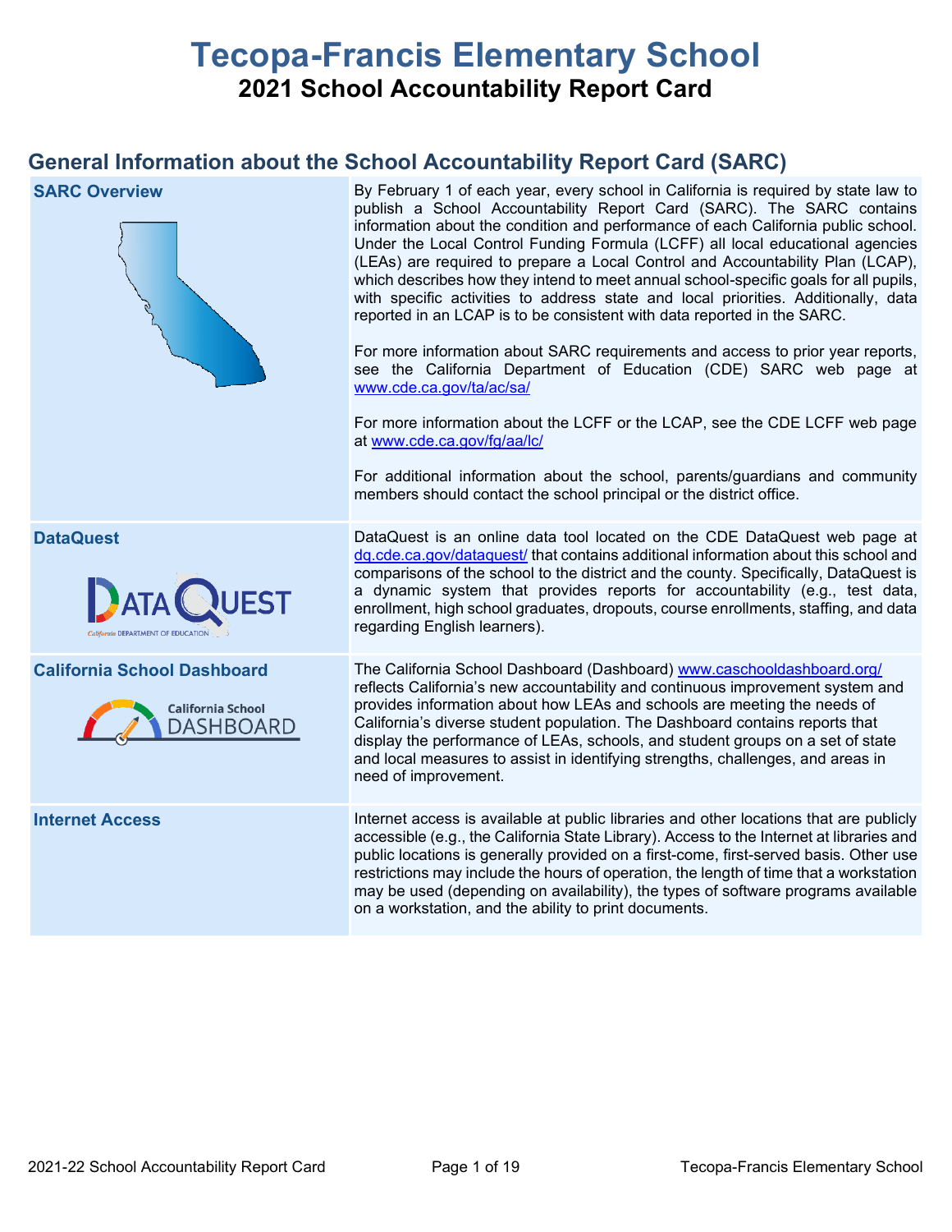# Tecopa-Francis Elementary School

## 2021 School Accountability Report Card

## General Information about the School Accountability Report Card (SARC)

| | |
|---|---|
| **SARC Overview** | By February 1 of each year, every school in California is required by state law to publish a School Accountability Report Card (SARC). The SARC contains information about the condition and performance of each California public school. Under the Local Control Funding Formula (LCFF) all local educational agencies (LEAs) are required to prepare a Local Control and Accountability Plan (LCAP), which describes how they intend to meet annual school-specific goals for all pupils, with specific activities to address state and local priorities. Additionally, data reported in an LCAP is to be consistent with data reported in the SARC.<br><br>For more information about SARC requirements and access to prior year reports, see the California Department of Education (CDE) SARC web page at www.cde.ca.gov/ta/ac/sa/<br><br>For more information about the LCFF or the LCAP, see the CDE LCFF web page at www.cde.ca.gov/fg/aa/lc/<br><br>For additional information about the school, parents/guardians and community members should contact the school principal or the district office. |
| **DataQuest** | DataQuest is an online data tool located on the CDE DataQuest web page at dq.cde.ca.gov/dataquest/ that contains additional information about this school and comparisons of the school to the district and the county. Specifically, DataQuest is a dynamic system that provides reports for accountability (e.g., test data, enrollment, high school graduates, dropouts, course enrollments, staffing, and data regarding English learners). |
| **California School Dashboard** | The California School Dashboard (Dashboard) www.caschooldashboard.org/ reflects California's new accountability and continuous improvement system and provides information about how LEAs and schools are meeting the needs of California's diverse student population. The Dashboard contains reports that display the performance of LEAs, schools, and student groups on a set of state and local measures to assist in identifying strengths, challenges, and areas in need of improvement. |
| **Internet Access** | Internet access is available at public libraries and other locations that are publicly accessible (e.g., the California State Library). Access to the Internet at libraries and public locations is generally provided on a first-come, first-served basis. Other use restrictions may include the hours of operation, the length of time that a workstation may be used (depending on availability), the types of software programs available on a workstation, and the ability to print documents. |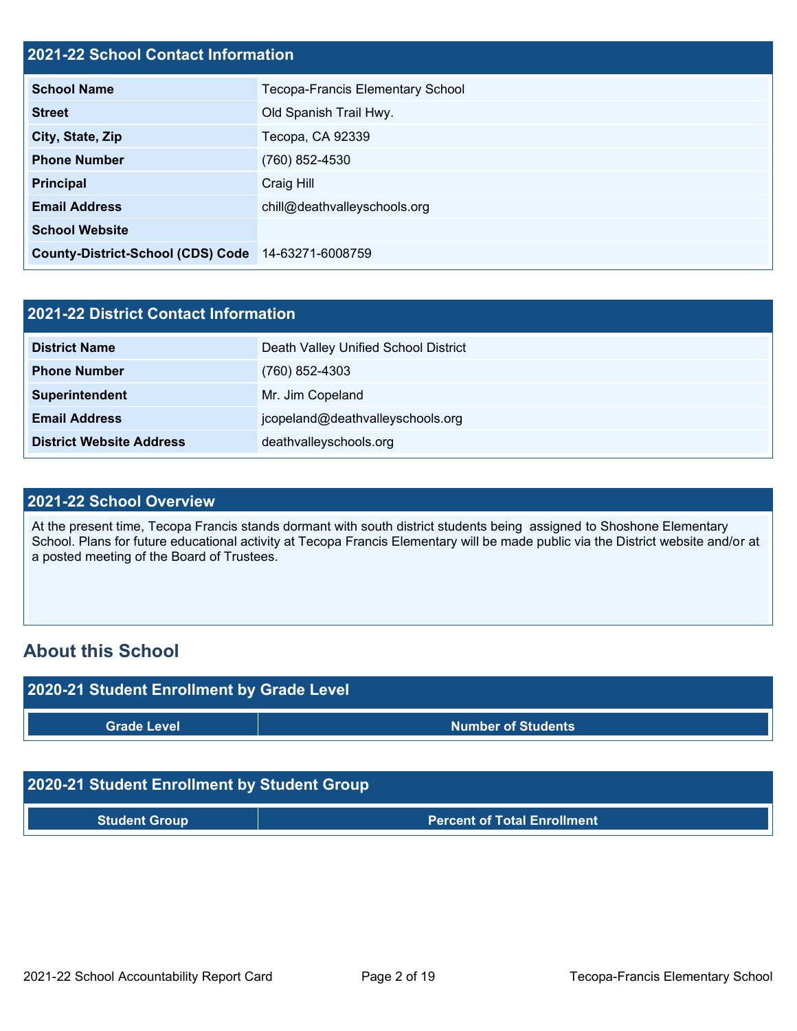## 2021-22 School Contact Information

| 2021-22 School Contact Information | |
|---|---|
| **School Name** | Tecopa-Francis Elementary School |
| **Street** | Old Spanish Trail Hwy. |
| **City, State, Zip** | Tecopa, CA 92339 |
| **Phone Number** | (760) 852-4530 |
| **Principal** | Craig Hill |
| **Email Address** | chill@deathvalleyschools.org |
| **School Website** | |
| **County-District-School (CDS) Code** | 14-63271-6008759 |

## 2021-22 District Contact Information

| 2021-22 District Contact Information | |
|---|---|
| **District Name** | Death Valley Unified School District |
| **Phone Number** | (760) 852-4303 |
| **Superintendent** | Mr. Jim Copeland |
| **Email Address** | jcopeland@deathvalleyschools.org |
| **District Website Address** | deathvalleyschools.org |

## 2021-22 School Overview

At the present time, Tecopa Francis stands dormant with south district students being assigned to Shoshone Elementary School. Plans for future educational activity at Tecopa Francis Elementary will be made public via the District website and/or at a posted meeting of the Board of Trustees.

# About this School

## 2020-21 Student Enrollment by Grade Level

| Grade Level | Number of Students |
|---|---|

## 2020-21 Student Enrollment by Student Group

| Student Group | Percent of Total Enrollment |
|---|---|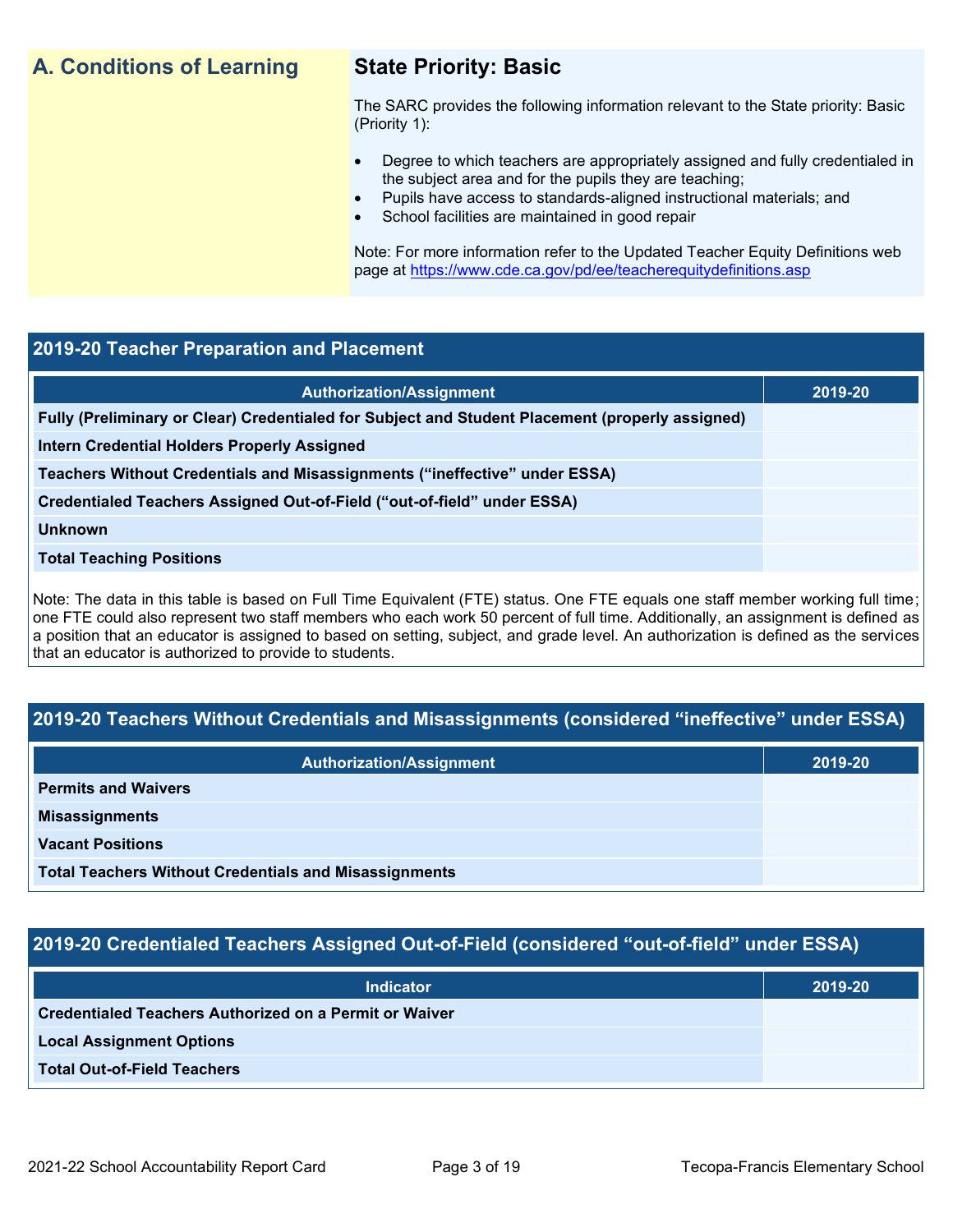## A. Conditions of Learning

### State Priority: Basic

The SARC provides the following information relevant to the State priority: Basic (Priority 1):

- Degree to which teachers are appropriately assigned and fully credentialed in the subject area and for the pupils they are teaching;
- Pupils have access to standards-aligned instructional materials; and
- School facilities are maintained in good repair

Note: For more information refer to the Updated Teacher Equity Definitions web page at https://www.cde.ca.gov/pd/ee/teacherequitydefinitions.asp

### 2019-20 Teacher Preparation and Placement

| Authorization/Assignment | 2019-20 |
|---|---|
| Fully (Preliminary or Clear) Credentialed for Subject and Student Placement (properly assigned) | |
| Intern Credential Holders Properly Assigned | |
| Teachers Without Credentials and Misassignments ("ineffective" under ESSA) | |
| Credentialed Teachers Assigned Out-of-Field ("out-of-field" under ESSA) | |
| Unknown | |
| Total Teaching Positions | |

Note: The data in this table is based on Full Time Equivalent (FTE) status. One FTE equals one staff member working full time; one FTE could also represent two staff members who each work 50 percent of full time. Additionally, an assignment is defined as a position that an educator is assigned to based on setting, subject, and grade level. An authorization is defined as the services that an educator is authorized to provide to students.

### 2019-20 Teachers Without Credentials and Misassignments (considered "ineffective" under ESSA)

| Authorization/Assignment | 2019-20 |
|---|---|
| Permits and Waivers | |
| Misassignments | |
| Vacant Positions | |
| Total Teachers Without Credentials and Misassignments | |

### 2019-20 Credentialed Teachers Assigned Out-of-Field (considered "out-of-field" under ESSA)

| Indicator | 2019-20 |
|---|---|
| Credentialed Teachers Authorized on a Permit or Waiver | |
| Local Assignment Options | |
| Total Out-of-Field Teachers | |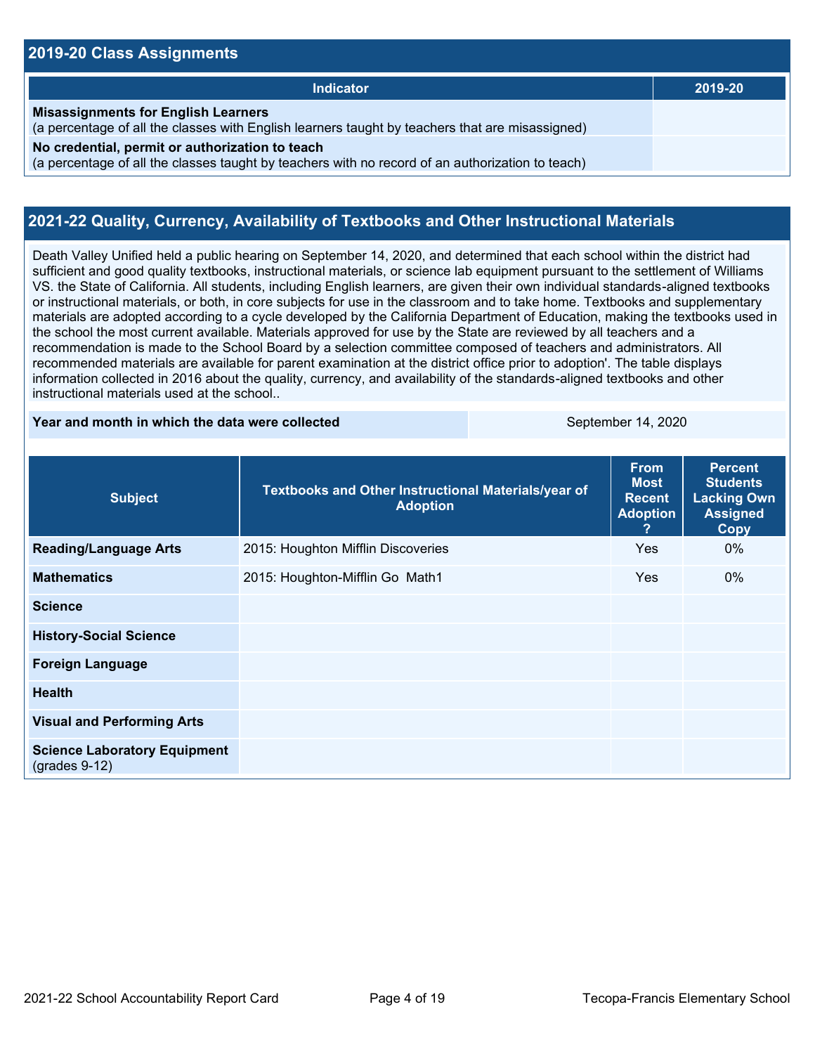## 2019-20 Class Assignments

| Indicator | 2019-20 |
| --- | --- |
| **Misassignments for English Learners**<br>(a percentage of all the classes with English learners taught by teachers that are misassigned) | |
| **No credential, permit or authorization to teach**<br>(a percentage of all the classes taught by teachers with no record of an authorization to teach) | |

## 2021-22 Quality, Currency, Availability of Textbooks and Other Instructional Materials

Death Valley Unified held a public hearing on September 14, 2020, and determined that each school within the district had sufficient and good quality textbooks, instructional materials, or science lab equipment pursuant to the settlement of Williams VS. the State of California. All students, including English learners, are given their own individual standards-aligned textbooks or instructional materials, or both, in core subjects for use in the classroom and to take home. Textbooks and supplementary materials are adopted according to a cycle developed by the California Department of Education, making the textbooks used in the school the most current available. Materials approved for use by the State are reviewed by all teachers and a recommendation is made to the School Board by a selection committee composed of teachers and administrators. All recommended materials are available for parent examination at the district office prior to adoption'. The table displays information collected in 2016 about the quality, currency, and availability of the standards-aligned textbooks and other instructional materials used at the school..

| **Year and month in which the data were collected** | September 14, 2020 |
| --- | --- |

| Subject | Textbooks and Other Instructional Materials/year of Adoption | From Most Recent Adoption ? | Percent Students Lacking Own Assigned Copy |
| --- | --- | --- | --- |
| **Reading/Language Arts** | 2015: Houghton Mifflin Discoveries | Yes | 0% |
| **Mathematics** | 2015: Houghton-Mifflin Go Math1 | Yes | 0% |
| **Science** | | | |
| **History-Social Science** | | | |
| **Foreign Language** | | | |
| **Health** | | | |
| **Visual and Performing Arts** | | | |
| **Science Laboratory Equipment** (grades 9-12) | | | |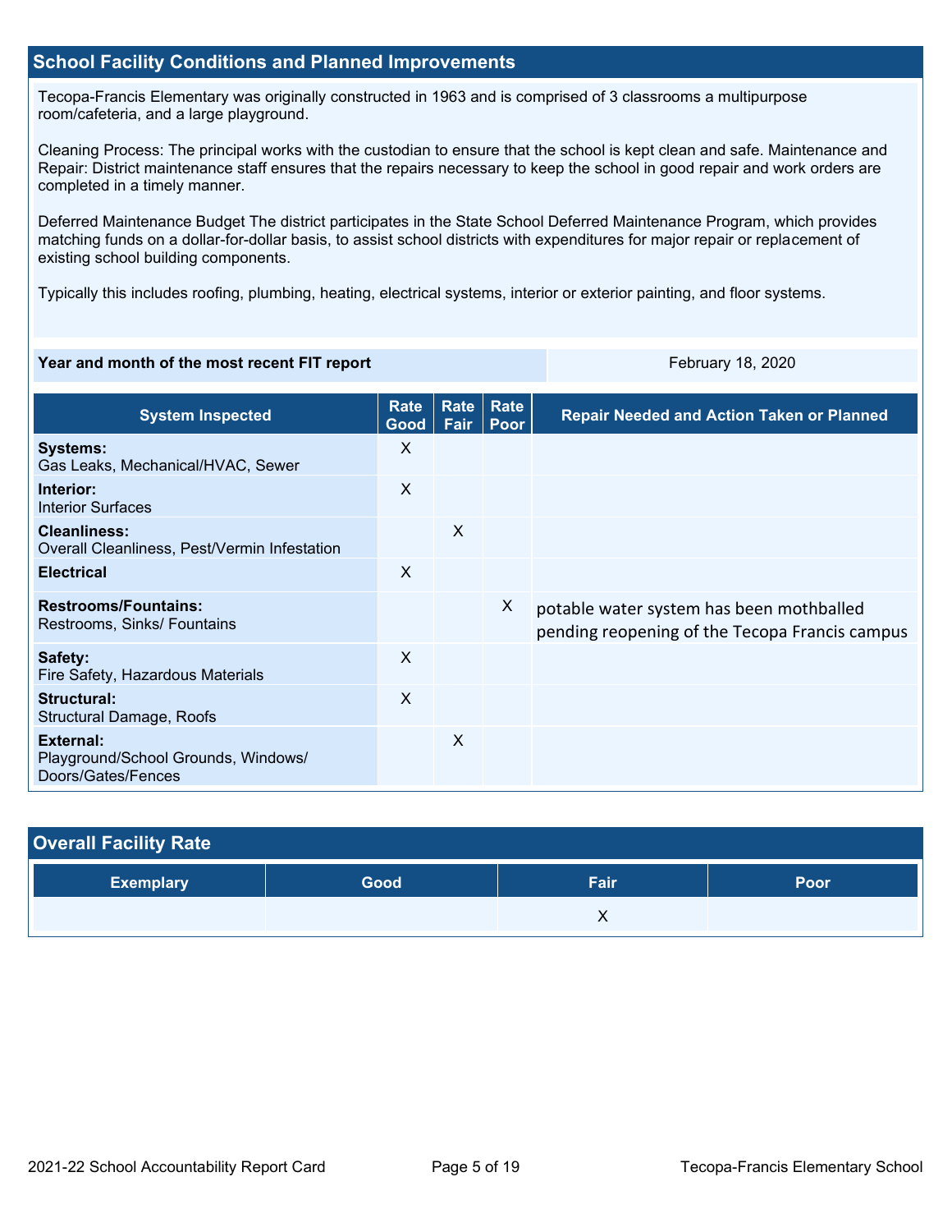## School Facility Conditions and Planned Improvements

Tecopa-Francis Elementary was originally constructed in 1963 and is comprised of 3 classrooms a multipurpose room/cafeteria, and a large playground.

Cleaning Process: The principal works with the custodian to ensure that the school is kept clean and safe. Maintenance and Repair: District maintenance staff ensures that the repairs necessary to keep the school in good repair and work orders are completed in a timely manner.

Deferred Maintenance Budget The district participates in the State School Deferred Maintenance Program, which provides matching funds on a dollar-for-dollar basis, to assist school districts with expenditures for major repair or replacement of existing school building components.

Typically this includes roofing, plumbing, heating, electrical systems, interior or exterior painting, and floor systems.

| Year and month of the most recent FIT report | February 18, 2020 |
|---|---|

| System Inspected | Rate Good | Rate Fair | Rate Poor | Repair Needed and Action Taken or Planned |
|---|---|---|---|---|
| **Systems:** Gas Leaks, Mechanical/HVAC, Sewer | X | | | |
| **Interior:** Interior Surfaces | X | | | |
| **Cleanliness:** Overall Cleanliness, Pest/Vermin Infestation | | X | | |
| **Electrical** | X | | | |
| **Restrooms/Fountains:** Restrooms, Sinks/ Fountains | | | X | potable water system has been mothballed pending reopening of the Tecopa Francis campus |
| **Safety:** Fire Safety, Hazardous Materials | X | | | |
| **Structural:** Structural Damage, Roofs | X | | | |
| **External:** Playground/School Grounds, Windows/ Doors/Gates/Fences | | X | | |

## Overall Facility Rate

| Exemplary | Good | Fair | Poor |
|---|---|---|---|
| | | X | |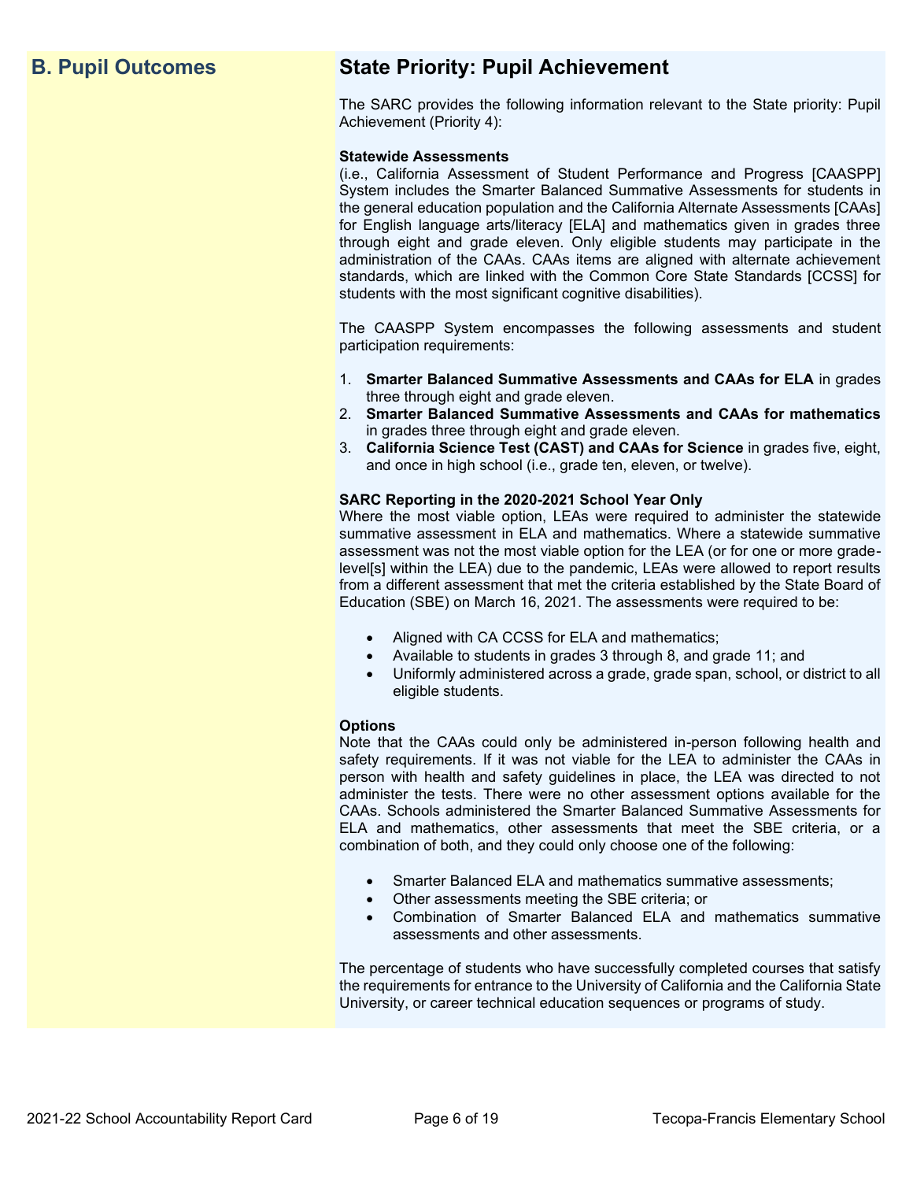## B. Pupil Outcomes

## State Priority: Pupil Achievement

The SARC provides the following information relevant to the State priority: Pupil Achievement (Priority 4):

**Statewide Assessments**
(i.e., California Assessment of Student Performance and Progress [CAASPP] System includes the Smarter Balanced Summative Assessments for students in the general education population and the California Alternate Assessments [CAAs] for English language arts/literacy [ELA] and mathematics given in grades three through eight and grade eleven. Only eligible students may participate in the administration of the CAAs. CAAs items are aligned with alternate achievement standards, which are linked with the Common Core State Standards [CCSS] for students with the most significant cognitive disabilities).

The CAASPP System encompasses the following assessments and student participation requirements:

1. **Smarter Balanced Summative Assessments and CAAs for ELA** in grades three through eight and grade eleven.
2. **Smarter Balanced Summative Assessments and CAAs for mathematics** in grades three through eight and grade eleven.
3. **California Science Test (CAST) and CAAs for Science** in grades five, eight, and once in high school (i.e., grade ten, eleven, or twelve).

**SARC Reporting in the 2020-2021 School Year Only**
Where the most viable option, LEAs were required to administer the statewide summative assessment in ELA and mathematics. Where a statewide summative assessment was not the most viable option for the LEA (or for one or more grade-level[s] within the LEA) due to the pandemic, LEAs were allowed to report results from a different assessment that met the criteria established by the State Board of Education (SBE) on March 16, 2021. The assessments were required to be:

- Aligned with CA CCSS for ELA and mathematics;
- Available to students in grades 3 through 8, and grade 11; and
- Uniformly administered across a grade, grade span, school, or district to all eligible students.

**Options**
Note that the CAAs could only be administered in-person following health and safety requirements. If it was not viable for the LEA to administer the CAAs in person with health and safety guidelines in place, the LEA was directed to not administer the tests. There were no other assessment options available for the CAAs. Schools administered the Smarter Balanced Summative Assessments for ELA and mathematics, other assessments that meet the SBE criteria, or a combination of both, and they could only choose one of the following:

- Smarter Balanced ELA and mathematics summative assessments;
- Other assessments meeting the SBE criteria; or
- Combination of Smarter Balanced ELA and mathematics summative assessments and other assessments.

The percentage of students who have successfully completed courses that satisfy the requirements for entrance to the University of California and the California State University, or career technical education sequences or programs of study.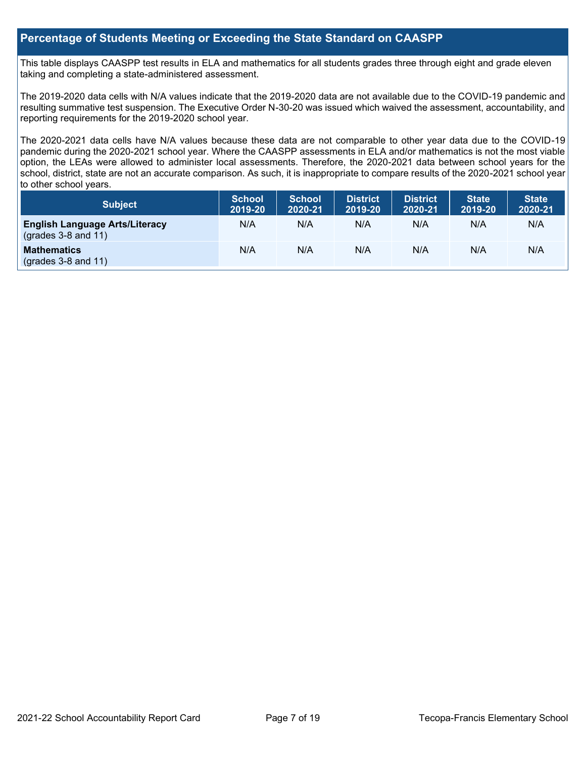## Percentage of Students Meeting or Exceeding the State Standard on CAASPP

This table displays CAASPP test results in ELA and mathematics for all students grades three through eight and grade eleven taking and completing a state-administered assessment.

The 2019-2020 data cells with N/A values indicate that the 2019-2020 data are not available due to the COVID-19 pandemic and resulting summative test suspension. The Executive Order N-30-20 was issued which waived the assessment, accountability, and reporting requirements for the 2019-2020 school year.

The 2020-2021 data cells have N/A values because these data are not comparable to other year data due to the COVID-19 pandemic during the 2020-2021 school year. Where the CAASPP assessments in ELA and/or mathematics is not the most viable option, the LEAs were allowed to administer local assessments. Therefore, the 2020-2021 data between school years for the school, district, state are not an accurate comparison. As such, it is inappropriate to compare results of the 2020-2021 school year to other school years.

| Subject | School 2019-20 | School 2020-21 | District 2019-20 | District 2020-21 | State 2019-20 | State 2020-21 |
|---|---|---|---|---|---|---|
| **English Language Arts/Literacy** (grades 3-8 and 11) | N/A | N/A | N/A | N/A | N/A | N/A |
| **Mathematics** (grades 3-8 and 11) | N/A | N/A | N/A | N/A | N/A | N/A |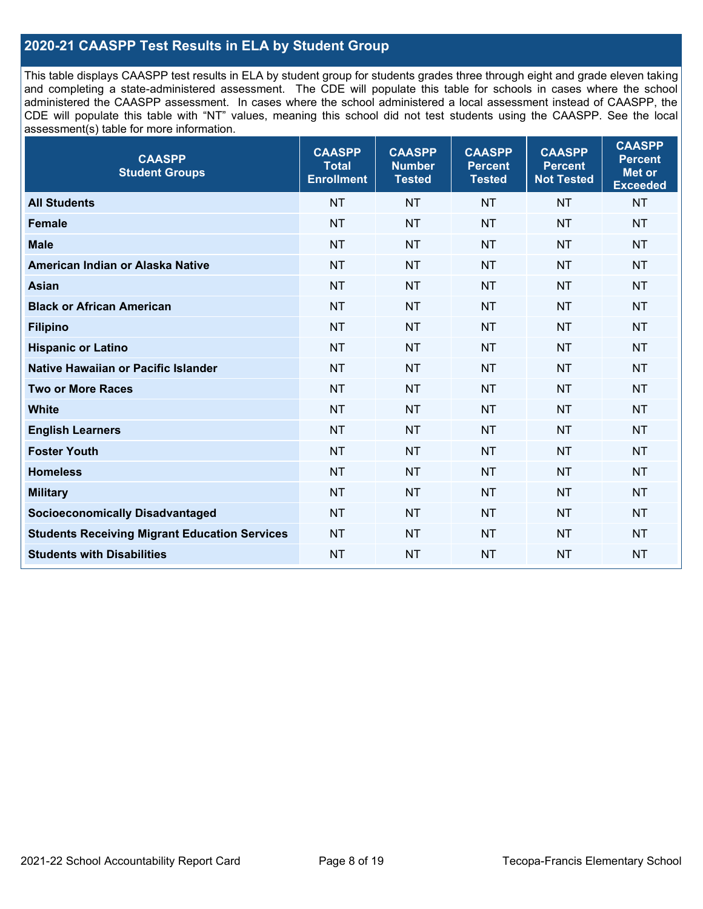## 2020-21 CAASPP Test Results in ELA by Student Group

This table displays CAASPP test results in ELA by student group for students grades three through eight and grade eleven taking and completing a state-administered assessment. The CDE will populate this table for schools in cases where the school administered the CAASPP assessment. In cases where the school administered a local assessment instead of CAASPP, the CDE will populate this table with "NT" values, meaning this school did not test students using the CAASPP. See the local assessment(s) table for more information.

| CAASPP Student Groups | CAASPP Total Enrollment | CAASPP Number Tested | CAASPP Percent Tested | CAASPP Percent Not Tested | CAASPP Percent Met or Exceeded |
|---|---|---|---|---|---|
| **All Students** | NT | NT | NT | NT | NT |
| **Female** | NT | NT | NT | NT | NT |
| **Male** | NT | NT | NT | NT | NT |
| **American Indian or Alaska Native** | NT | NT | NT | NT | NT |
| **Asian** | NT | NT | NT | NT | NT |
| **Black or African American** | NT | NT | NT | NT | NT |
| **Filipino** | NT | NT | NT | NT | NT |
| **Hispanic or Latino** | NT | NT | NT | NT | NT |
| **Native Hawaiian or Pacific Islander** | NT | NT | NT | NT | NT |
| **Two or More Races** | NT | NT | NT | NT | NT |
| **White** | NT | NT | NT | NT | NT |
| **English Learners** | NT | NT | NT | NT | NT |
| **Foster Youth** | NT | NT | NT | NT | NT |
| **Homeless** | NT | NT | NT | NT | NT |
| **Military** | NT | NT | NT | NT | NT |
| **Socioeconomically Disadvantaged** | NT | NT | NT | NT | NT |
| **Students Receiving Migrant Education Services** | NT | NT | NT | NT | NT |
| **Students with Disabilities** | NT | NT | NT | NT | NT |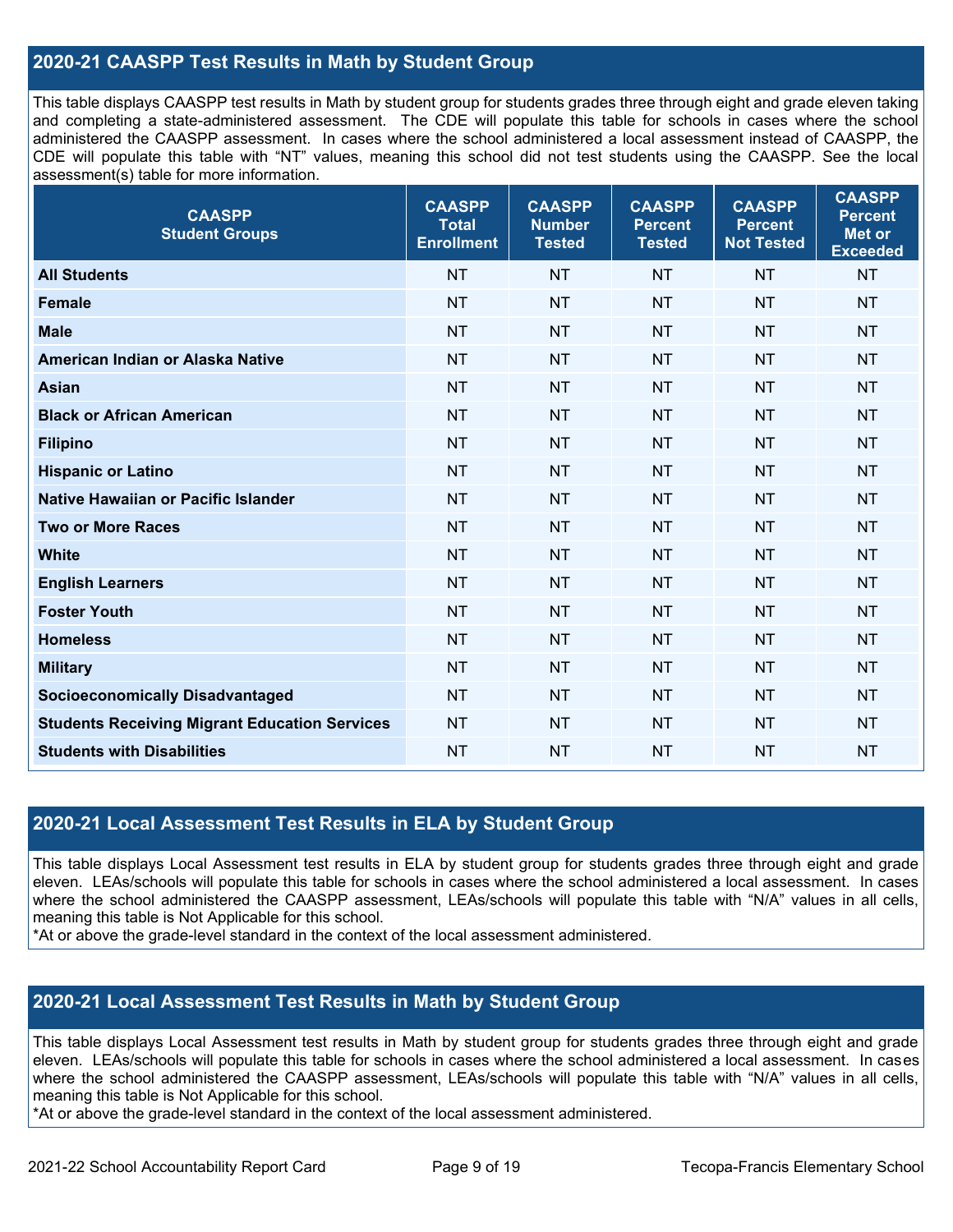## 2020-21 CAASPP Test Results in Math by Student Group

This table displays CAASPP test results in Math by student group for students grades three through eight and grade eleven taking and completing a state-administered assessment. The CDE will populate this table for schools in cases where the school administered the CAASPP assessment. In cases where the school administered a local assessment instead of CAASPP, the CDE will populate this table with "NT" values, meaning this school did not test students using the CAASPP. See the local assessment(s) table for more information.

| CAASPP Student Groups | CAASPP Total Enrollment | CAASPP Number Tested | CAASPP Percent Tested | CAASPP Percent Not Tested | CAASPP Percent Met or Exceeded |
|---|---|---|---|---|---|
| **All Students** | NT | NT | NT | NT | NT |
| **Female** | NT | NT | NT | NT | NT |
| **Male** | NT | NT | NT | NT | NT |
| **American Indian or Alaska Native** | NT | NT | NT | NT | NT |
| **Asian** | NT | NT | NT | NT | NT |
| **Black or African American** | NT | NT | NT | NT | NT |
| **Filipino** | NT | NT | NT | NT | NT |
| **Hispanic or Latino** | NT | NT | NT | NT | NT |
| **Native Hawaiian or Pacific Islander** | NT | NT | NT | NT | NT |
| **Two or More Races** | NT | NT | NT | NT | NT |
| **White** | NT | NT | NT | NT | NT |
| **English Learners** | NT | NT | NT | NT | NT |
| **Foster Youth** | NT | NT | NT | NT | NT |
| **Homeless** | NT | NT | NT | NT | NT |
| **Military** | NT | NT | NT | NT | NT |
| **Socioeconomically Disadvantaged** | NT | NT | NT | NT | NT |
| **Students Receiving Migrant Education Services** | NT | NT | NT | NT | NT |
| **Students with Disabilities** | NT | NT | NT | NT | NT |

## 2020-21 Local Assessment Test Results in ELA by Student Group

This table displays Local Assessment test results in ELA by student group for students grades three through eight and grade eleven. LEAs/schools will populate this table for schools in cases where the school administered a local assessment. In cases where the school administered the CAASPP assessment, LEAs/schools will populate this table with "N/A" values in all cells, meaning this table is Not Applicable for this school.

*At or above the grade-level standard in the context of the local assessment administered.

## 2020-21 Local Assessment Test Results in Math by Student Group

This table displays Local Assessment test results in Math by student group for students grades three through eight and grade eleven. LEAs/schools will populate this table for schools in cases where the school administered a local assessment. In cases where the school administered the CAASPP assessment, LEAs/schools will populate this table with "N/A" values in all cells, meaning this table is Not Applicable for this school.

*At or above the grade-level standard in the context of the local assessment administered.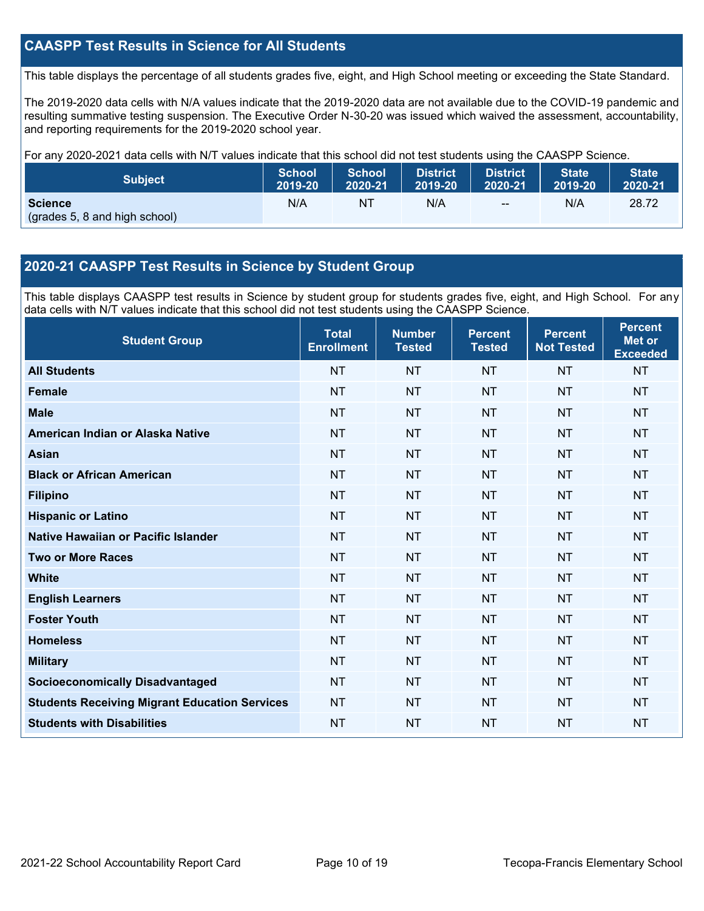## CAASPP Test Results in Science for All Students

This table displays the percentage of all students grades five, eight, and High School meeting or exceeding the State Standard.

The 2019-2020 data cells with N/A values indicate that the 2019-2020 data are not available due to the COVID-19 pandemic and resulting summative testing suspension. The Executive Order N-30-20 was issued which waived the assessment, accountability, and reporting requirements for the 2019-2020 school year.

For any 2020-2021 data cells with N/T values indicate that this school did not test students using the CAASPP Science.

| Subject | School 2019-20 | School 2020-21 | District 2019-20 | District 2020-21 | State 2019-20 | State 2020-21 |
|---|---|---|---|---|---|---|
| **Science** (grades 5, 8 and high school) | N/A | NT | N/A | -- | N/A | 28.72 |

## 2020-21 CAASPP Test Results in Science by Student Group

This table displays CAASPP test results in Science by student group for students grades five, eight, and High School. For any data cells with N/T values indicate that this school did not test students using the CAASPP Science.

| Student Group | Total Enrollment | Number Tested | Percent Tested | Percent Not Tested | Percent Met or Exceeded |
|---|---|---|---|---|---|
| **All Students** | NT | NT | NT | NT | NT |
| **Female** | NT | NT | NT | NT | NT |
| **Male** | NT | NT | NT | NT | NT |
| **American Indian or Alaska Native** | NT | NT | NT | NT | NT |
| **Asian** | NT | NT | NT | NT | NT |
| **Black or African American** | NT | NT | NT | NT | NT |
| **Filipino** | NT | NT | NT | NT | NT |
| **Hispanic or Latino** | NT | NT | NT | NT | NT |
| **Native Hawaiian or Pacific Islander** | NT | NT | NT | NT | NT |
| **Two or More Races** | NT | NT | NT | NT | NT |
| **White** | NT | NT | NT | NT | NT |
| **English Learners** | NT | NT | NT | NT | NT |
| **Foster Youth** | NT | NT | NT | NT | NT |
| **Homeless** | NT | NT | NT | NT | NT |
| **Military** | NT | NT | NT | NT | NT |
| **Socioeconomically Disadvantaged** | NT | NT | NT | NT | NT |
| **Students Receiving Migrant Education Services** | NT | NT | NT | NT | NT |
| **Students with Disabilities** | NT | NT | NT | NT | NT |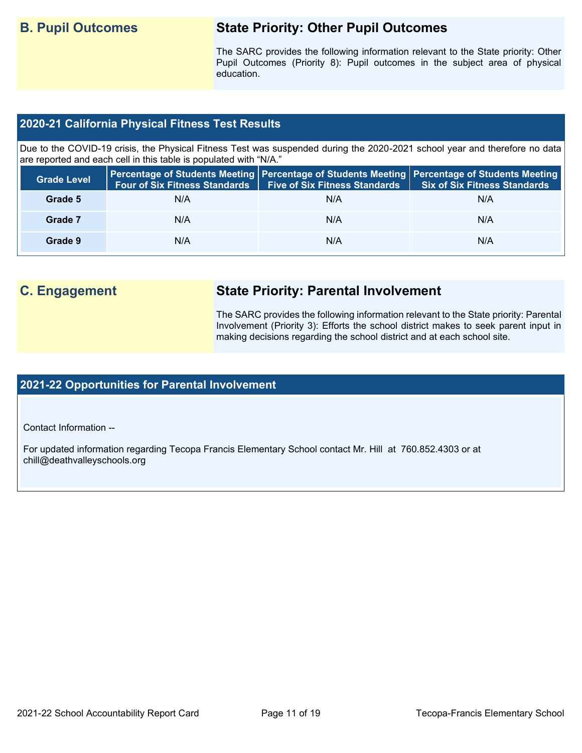## B. Pupil Outcomes

### State Priority: Other Pupil Outcomes

The SARC provides the following information relevant to the State priority: Other Pupil Outcomes (Priority 8): Pupil outcomes in the subject area of physical education.

### 2020-21 California Physical Fitness Test Results

Due to the COVID-19 crisis, the Physical Fitness Test was suspended during the 2020-2021 school year and therefore no data are reported and each cell in this table is populated with "N/A."

| Grade Level | Percentage of Students Meeting Four of Six Fitness Standards | Percentage of Students Meeting Five of Six Fitness Standards | Percentage of Students Meeting Six of Six Fitness Standards |
|---|---|---|---|
| Grade 5 | N/A | N/A | N/A |
| Grade 7 | N/A | N/A | N/A |
| Grade 9 | N/A | N/A | N/A |

## C. Engagement

### State Priority: Parental Involvement

The SARC provides the following information relevant to the State priority: Parental Involvement (Priority 3): Efforts the school district makes to seek parent input in making decisions regarding the school district and at each school site.

### 2021-22 Opportunities for Parental Involvement

Contact Information --

For updated information regarding Tecopa Francis Elementary School contact Mr. Hill at 760.852.4303 or at chill@deathvalleyschools.org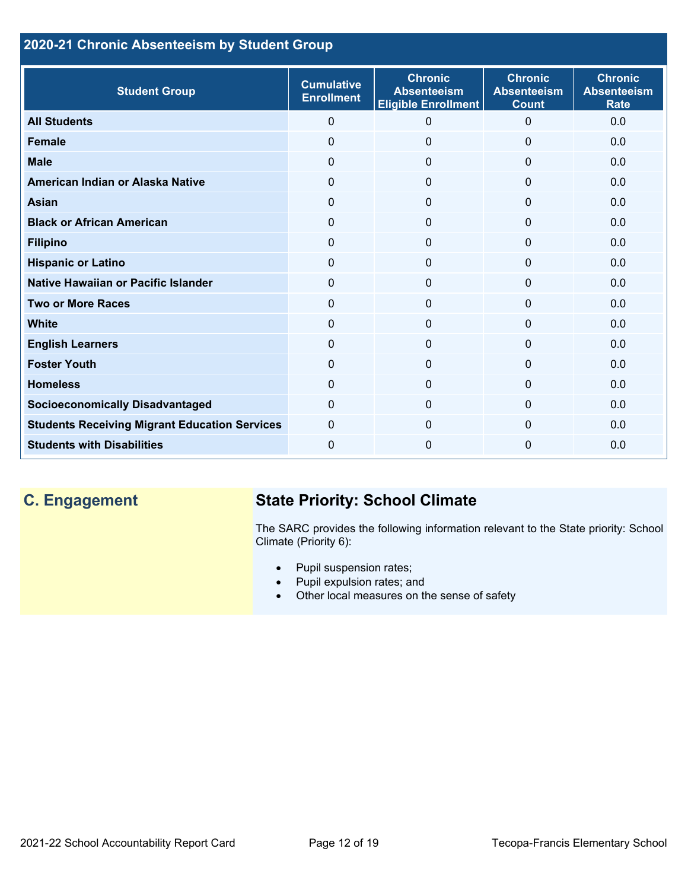## 2020-21 Chronic Absenteeism by Student Group

| Student Group | Cumulative Enrollment | Chronic Absenteeism Eligible Enrollment | Chronic Absenteeism Count | Chronic Absenteeism Rate |
|---|---|---|---|---|
| **All Students** | 0 | 0 | 0 | 0.0 |
| **Female** | 0 | 0 | 0 | 0.0 |
| **Male** | 0 | 0 | 0 | 0.0 |
| **American Indian or Alaska Native** | 0 | 0 | 0 | 0.0 |
| **Asian** | 0 | 0 | 0 | 0.0 |
| **Black or African American** | 0 | 0 | 0 | 0.0 |
| **Filipino** | 0 | 0 | 0 | 0.0 |
| **Hispanic or Latino** | 0 | 0 | 0 | 0.0 |
| **Native Hawaiian or Pacific Islander** | 0 | 0 | 0 | 0.0 |
| **Two or More Races** | 0 | 0 | 0 | 0.0 |
| **White** | 0 | 0 | 0 | 0.0 |
| **English Learners** | 0 | 0 | 0 | 0.0 |
| **Foster Youth** | 0 | 0 | 0 | 0.0 |
| **Homeless** | 0 | 0 | 0 | 0.0 |
| **Socioeconomically Disadvantaged** | 0 | 0 | 0 | 0.0 |
| **Students Receiving Migrant Education Services** | 0 | 0 | 0 | 0.0 |
| **Students with Disabilities** | 0 | 0 | 0 | 0.0 |

## C. Engagement

### State Priority: School Climate

The SARC provides the following information relevant to the State priority: School Climate (Priority 6):

- Pupil suspension rates;
- Pupil expulsion rates; and
- Other local measures on the sense of safety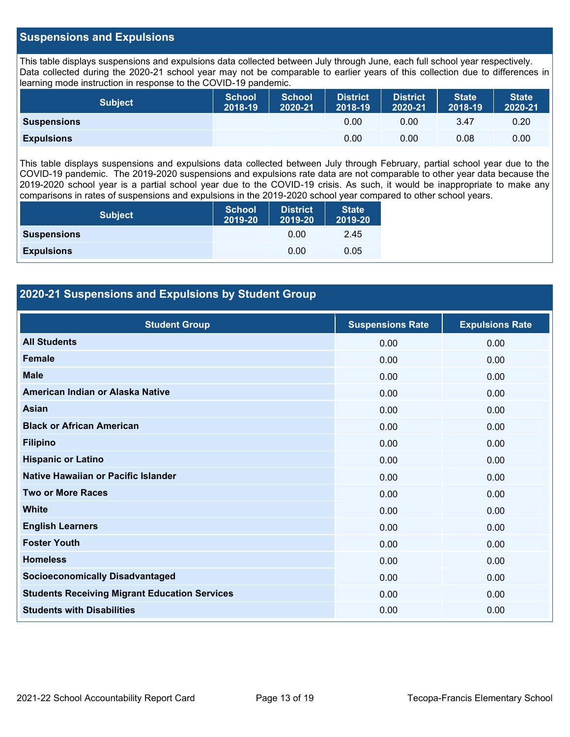## Suspensions and Expulsions

This table displays suspensions and expulsions data collected between July through June, each full school year respectively. Data collected during the 2020-21 school year may not be comparable to earlier years of this collection due to differences in learning mode instruction in response to the COVID-19 pandemic.

| Subject | School 2018-19 | School 2020-21 | District 2018-19 | District 2020-21 | State 2018-19 | State 2020-21 |
|---|---|---|---|---|---|---|
| **Suspensions** | | | 0.00 | 0.00 | 3.47 | 0.20 |
| **Expulsions** | | | 0.00 | 0.00 | 0.08 | 0.00 |

This table displays suspensions and expulsions data collected between July through February, partial school year due to the COVID-19 pandemic. The 2019-2020 suspensions and expulsions rate data are not comparable to other year data because the 2019-2020 school year is a partial school year due to the COVID-19 crisis. As such, it would be inappropriate to make any comparisons in rates of suspensions and expulsions in the 2019-2020 school year compared to other school years.

| Subject | School 2019-20 | District 2019-20 | State 2019-20 |
|---|---|---|---|
| **Suspensions** | | 0.00 | 2.45 |
| **Expulsions** | | 0.00 | 0.05 |

## 2020-21 Suspensions and Expulsions by Student Group

| Student Group | Suspensions Rate | Expulsions Rate |
|---|---|---|
| **All Students** | 0.00 | 0.00 |
| **Female** | 0.00 | 0.00 |
| **Male** | 0.00 | 0.00 |
| **American Indian or Alaska Native** | 0.00 | 0.00 |
| **Asian** | 0.00 | 0.00 |
| **Black or African American** | 0.00 | 0.00 |
| **Filipino** | 0.00 | 0.00 |
| **Hispanic or Latino** | 0.00 | 0.00 |
| **Native Hawaiian or Pacific Islander** | 0.00 | 0.00 |
| **Two or More Races** | 0.00 | 0.00 |
| **White** | 0.00 | 0.00 |
| **English Learners** | 0.00 | 0.00 |
| **Foster Youth** | 0.00 | 0.00 |
| **Homeless** | 0.00 | 0.00 |
| **Socioeconomically Disadvantaged** | 0.00 | 0.00 |
| **Students Receiving Migrant Education Services** | 0.00 | 0.00 |
| **Students with Disabilities** | 0.00 | 0.00 |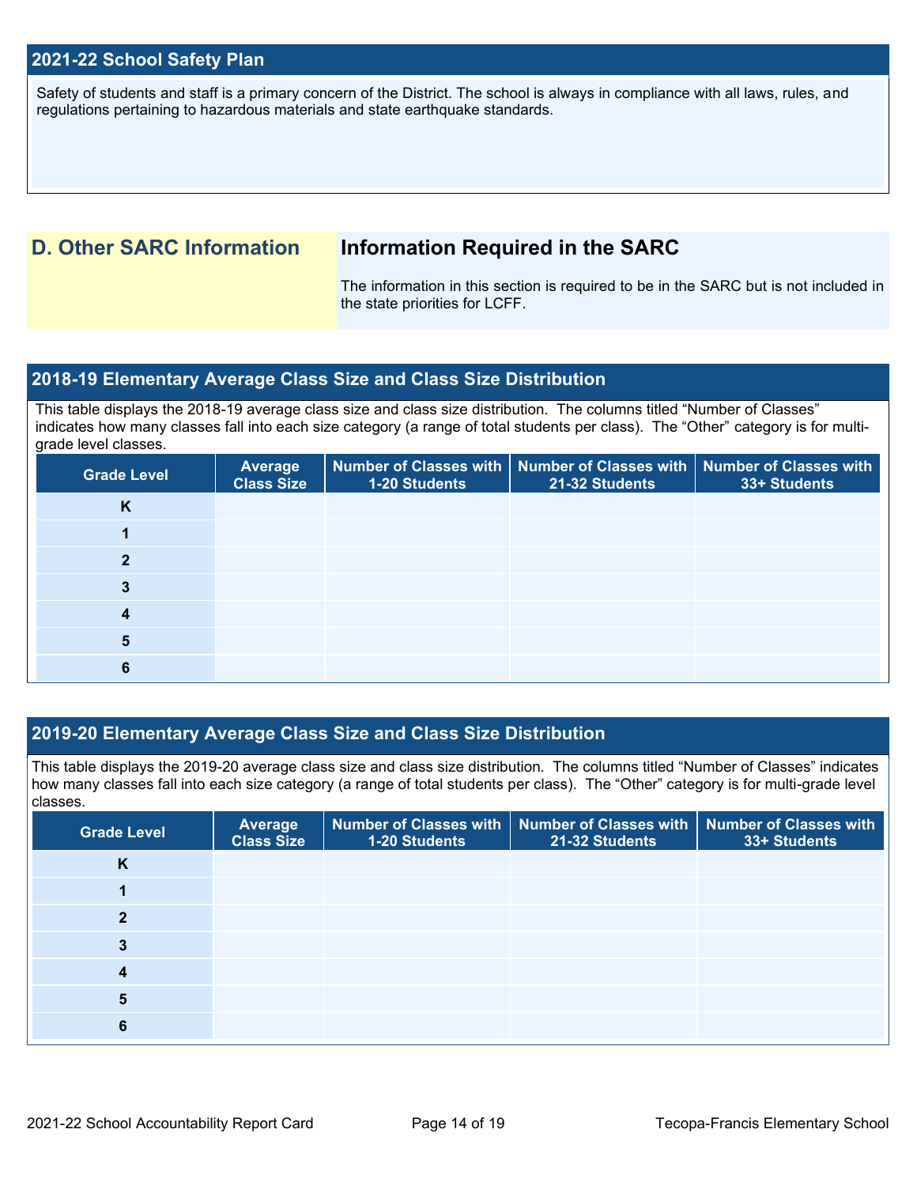## 2021-22 School Safety Plan

Safety of students and staff is a primary concern of the District. The school is always in compliance with all laws, rules, and regulations pertaining to hazardous materials and state earthquake standards.

## D. Other SARC Information

### Information Required in the SARC

The information in this section is required to be in the SARC but is not included in the state priorities for LCFF.

## 2018-19 Elementary Average Class Size and Class Size Distribution

This table displays the 2018-19 average class size and class size distribution. The columns titled "Number of Classes" indicates how many classes fall into each size category (a range of total students per class). The "Other" category is for multi-grade level classes.

| Grade Level | Average Class Size | Number of Classes with 1-20 Students | Number of Classes with 21-32 Students | Number of Classes with 33+ Students |
|---|---|---|---|---|
| K | | | | |
| 1 | | | | |
| 2 | | | | |
| 3 | | | | |
| 4 | | | | |
| 5 | | | | |
| 6 | | | | |

## 2019-20 Elementary Average Class Size and Class Size Distribution

This table displays the 2019-20 average class size and class size distribution. The columns titled "Number of Classes" indicates how many classes fall into each size category (a range of total students per class). The "Other" category is for multi-grade level classes.

| Grade Level | Average Class Size | Number of Classes with 1-20 Students | Number of Classes with 21-32 Students | Number of Classes with 33+ Students |
|---|---|---|---|---|
| K | | | | |
| 1 | | | | |
| 2 | | | | |
| 3 | | | | |
| 4 | | | | |
| 5 | | | | |
| 6 | | | | |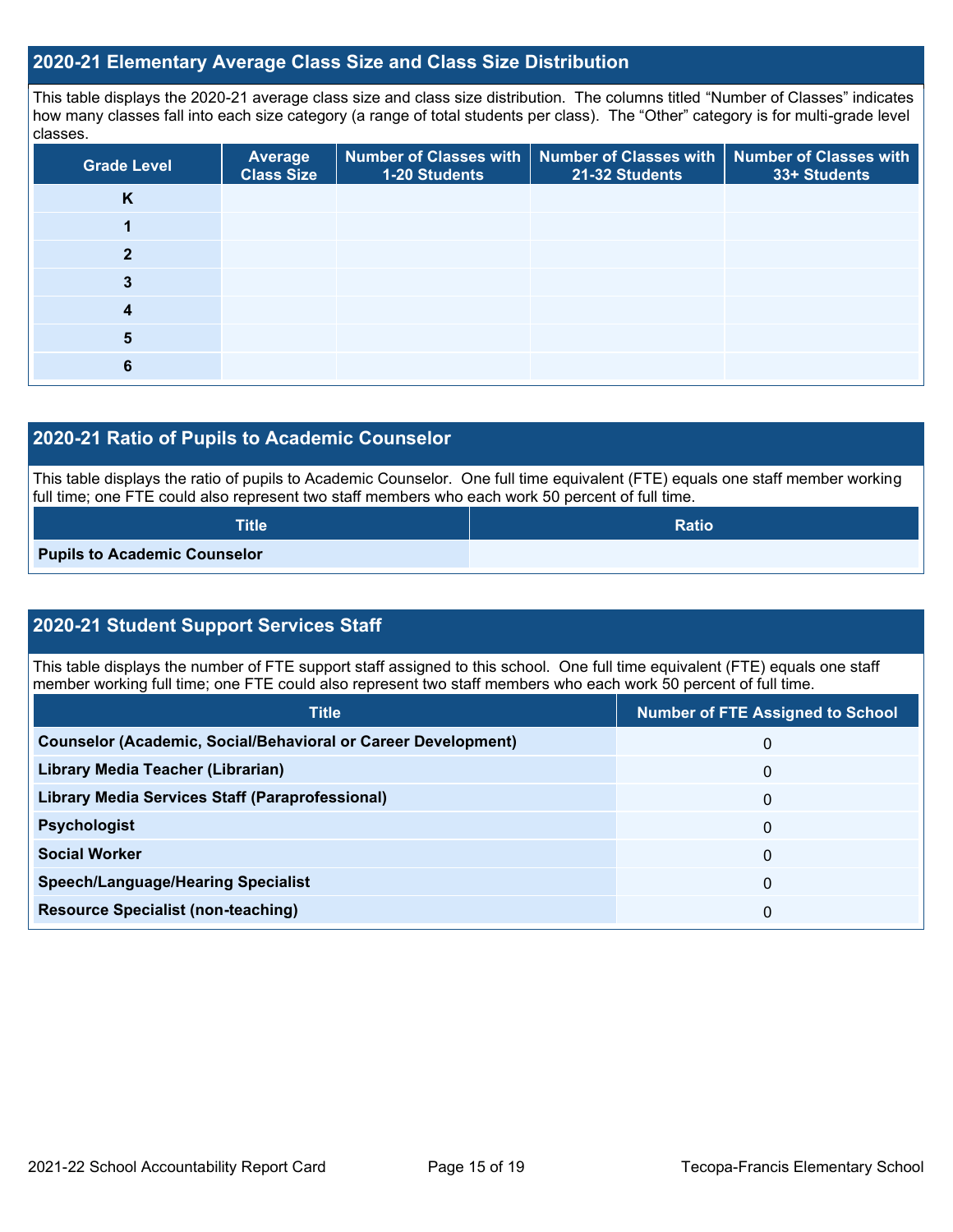## 2020-21 Elementary Average Class Size and Class Size Distribution

This table displays the 2020-21 average class size and class size distribution. The columns titled "Number of Classes" indicates how many classes fall into each size category (a range of total students per class). The "Other" category is for multi-grade level classes.

| Grade Level | Average Class Size | Number of Classes with 1-20 Students | Number of Classes with 21-32 Students | Number of Classes with 33+ Students |
|---|---|---|---|---|
| K | | | | |
| 1 | | | | |
| 2 | | | | |
| 3 | | | | |
| 4 | | | | |
| 5 | | | | |
| 6 | | | | |

## 2020-21 Ratio of Pupils to Academic Counselor

This table displays the ratio of pupils to Academic Counselor. One full time equivalent (FTE) equals one staff member working full time; one FTE could also represent two staff members who each work 50 percent of full time.

| Title | Ratio |
|---|---|
| Pupils to Academic Counselor | |

## 2020-21 Student Support Services Staff

This table displays the number of FTE support staff assigned to this school. One full time equivalent (FTE) equals one staff member working full time; one FTE could also represent two staff members who each work 50 percent of full time.

| Title | Number of FTE Assigned to School |
|---|---|
| Counselor (Academic, Social/Behavioral or Career Development) | 0 |
| Library Media Teacher (Librarian) | 0 |
| Library Media Services Staff (Paraprofessional) | 0 |
| Psychologist | 0 |
| Social Worker | 0 |
| Speech/Language/Hearing Specialist | 0 |
| Resource Specialist (non-teaching) | 0 |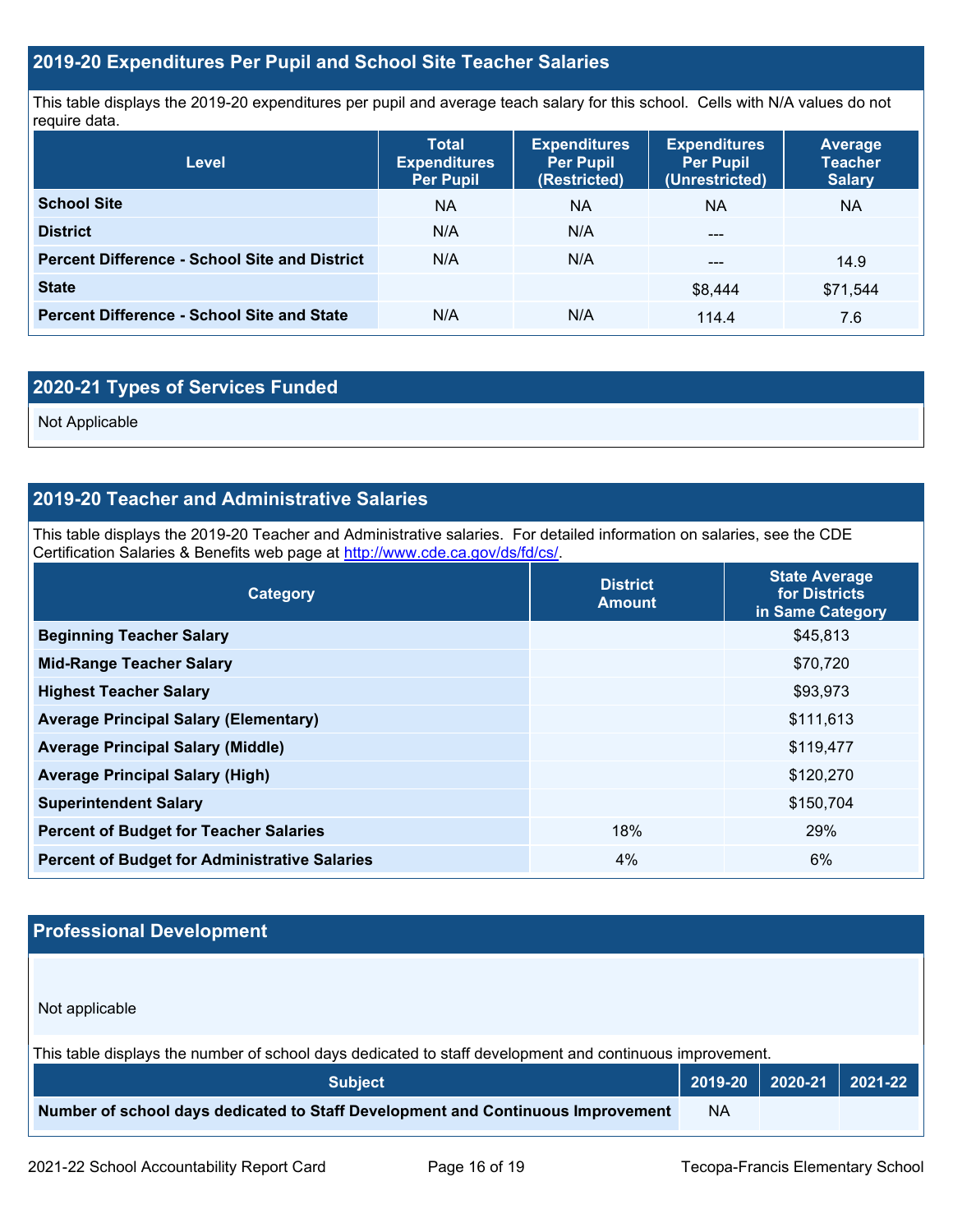## 2019-20 Expenditures Per Pupil and School Site Teacher Salaries

This table displays the 2019-20 expenditures per pupil and average teach salary for this school. Cells with N/A values do not require data.

| Level | Total Expenditures Per Pupil | Expenditures Per Pupil (Restricted) | Expenditures Per Pupil (Unrestricted) | Average Teacher Salary |
|---|---|---|---|---|
| **School Site** | NA | NA | NA | NA |
| **District** | N/A | N/A | --- | |
| **Percent Difference - School Site and District** | N/A | N/A | --- | 14.9 |
| **State** | | | $8,444 | $71,544 |
| **Percent Difference - School Site and State** | N/A | N/A | 114.4 | 7.6 |

## 2020-21 Types of Services Funded

Not Applicable

## 2019-20 Teacher and Administrative Salaries

This table displays the 2019-20 Teacher and Administrative salaries. For detailed information on salaries, see the CDE Certification Salaries & Benefits web page at http://www.cde.ca.gov/ds/fd/cs/.

| Category | District Amount | State Average for Districts in Same Category |
|---|---|---|
| **Beginning Teacher Salary** | | $45,813 |
| **Mid-Range Teacher Salary** | | $70,720 |
| **Highest Teacher Salary** | | $93,973 |
| **Average Principal Salary (Elementary)** | | $111,613 |
| **Average Principal Salary (Middle)** | | $119,477 |
| **Average Principal Salary (High)** | | $120,270 |
| **Superintendent Salary** | | $150,704 |
| **Percent of Budget for Teacher Salaries** | 18% | 29% |
| **Percent of Budget for Administrative Salaries** | 4% | 6% |

## Professional Development

Not applicable

This table displays the number of school days dedicated to staff development and continuous improvement.

| Subject | 2019-20 | 2020-21 | 2021-22 |
|---|---|---|---|
| **Number of school days dedicated to Staff Development and Continuous Improvement** | NA | | |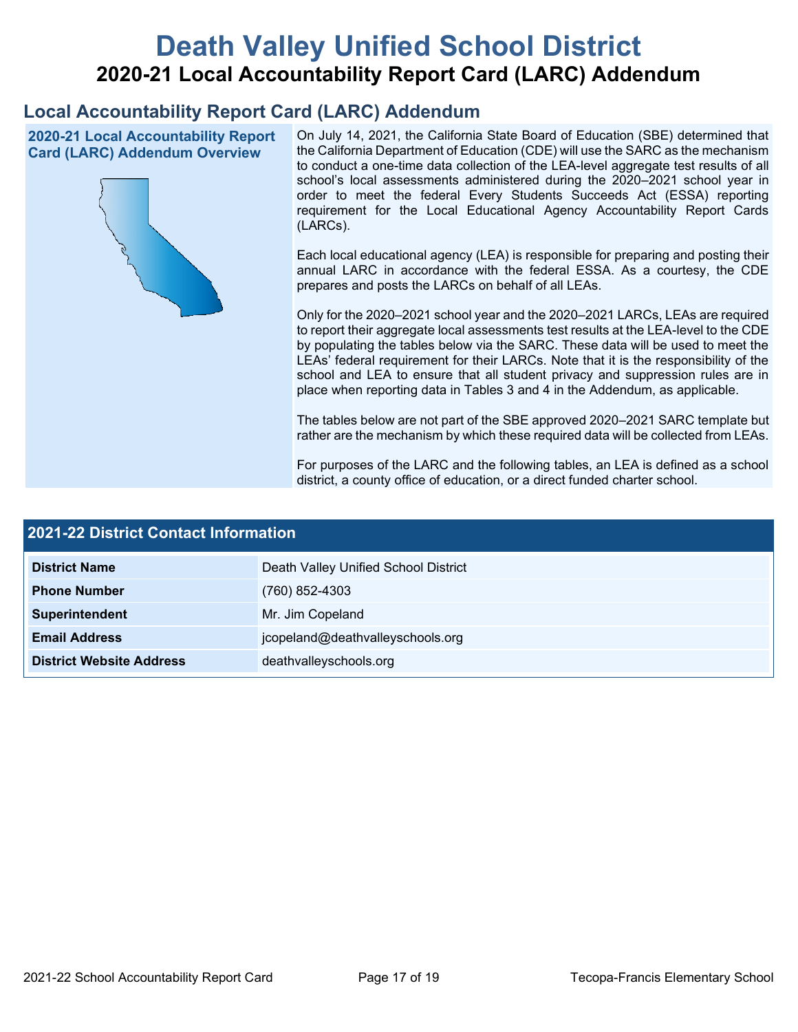# Death Valley Unified School District

## 2020-21 Local Accountability Report Card (LARC) Addendum

## Local Accountability Report Card (LARC) Addendum

### 2020-21 Local Accountability Report Card (LARC) Addendum Overview

On July 14, 2021, the California State Board of Education (SBE) determined that the California Department of Education (CDE) will use the SARC as the mechanism to conduct a one-time data collection of the LEA-level aggregate test results of all school's local assessments administered during the 2020–2021 school year in order to meet the federal Every Students Succeeds Act (ESSA) reporting requirement for the Local Educational Agency Accountability Report Cards (LARCs).

Each local educational agency (LEA) is responsible for preparing and posting their annual LARC in accordance with the federal ESSA. As a courtesy, the CDE prepares and posts the LARCs on behalf of all LEAs.

Only for the 2020–2021 school year and the 2020–2021 LARCs, LEAs are required to report their aggregate local assessments test results at the LEA-level to the CDE by populating the tables below via the SARC. These data will be used to meet the LEAs' federal requirement for their LARCs. Note that it is the responsibility of the school and LEA to ensure that all student privacy and suppression rules are in place when reporting data in Tables 3 and 4 in the Addendum, as applicable.

The tables below are not part of the SBE approved 2020–2021 SARC template but rather are the mechanism by which these required data will be collected from LEAs.

For purposes of the LARC and the following tables, an LEA is defined as a school district, a county office of education, or a direct funded charter school.

### 2021-22 District Contact Information

| 2021-22 District Contact Information | |
| --- | --- |
| **District Name** | Death Valley Unified School District |
| **Phone Number** | (760) 852-4303 |
| **Superintendent** | Mr. Jim Copeland |
| **Email Address** | jcopeland@deathvalleyschools.org |
| **District Website Address** | deathvalleyschools.org |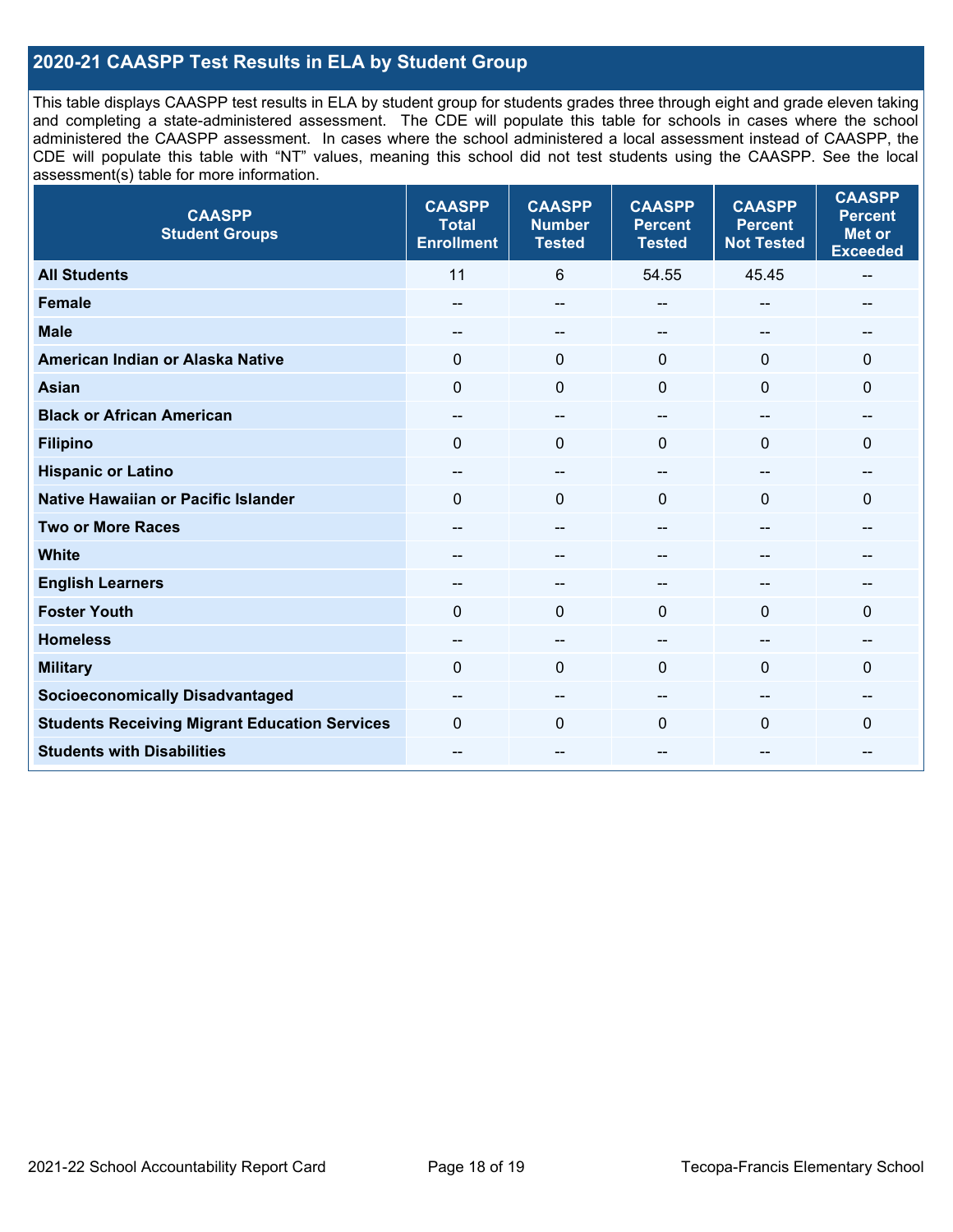## 2020-21 CAASPP Test Results in ELA by Student Group

This table displays CAASPP test results in ELA by student group for students grades three through eight and grade eleven taking and completing a state-administered assessment. The CDE will populate this table for schools in cases where the school administered the CAASPP assessment. In cases where the school administered a local assessment instead of CAASPP, the CDE will populate this table with "NT" values, meaning this school did not test students using the CAASPP. See the local assessment(s) table for more information.

| CAASPP Student Groups | CAASPP Total Enrollment | CAASPP Number Tested | CAASPP Percent Tested | CAASPP Percent Not Tested | CAASPP Percent Met or Exceeded |
|---|---|---|---|---|---|
| **All Students** | 11 | 6 | 54.55 | 45.45 | -- |
| **Female** | -- | -- | -- | -- | -- |
| **Male** | -- | -- | -- | -- | -- |
| **American Indian or Alaska Native** | 0 | 0 | 0 | 0 | 0 |
| **Asian** | 0 | 0 | 0 | 0 | 0 |
| **Black or African American** | -- | -- | -- | -- | -- |
| **Filipino** | 0 | 0 | 0 | 0 | 0 |
| **Hispanic or Latino** | -- | -- | -- | -- | -- |
| **Native Hawaiian or Pacific Islander** | 0 | 0 | 0 | 0 | 0 |
| **Two or More Races** | -- | -- | -- | -- | -- |
| **White** | -- | -- | -- | -- | -- |
| **English Learners** | -- | -- | -- | -- | -- |
| **Foster Youth** | 0 | 0 | 0 | 0 | 0 |
| **Homeless** | -- | -- | -- | -- | -- |
| **Military** | 0 | 0 | 0 | 0 | 0 |
| **Socioeconomically Disadvantaged** | -- | -- | -- | -- | -- |
| **Students Receiving Migrant Education Services** | 0 | 0 | 0 | 0 | 0 |
| **Students with Disabilities** | -- | -- | -- | -- | -- |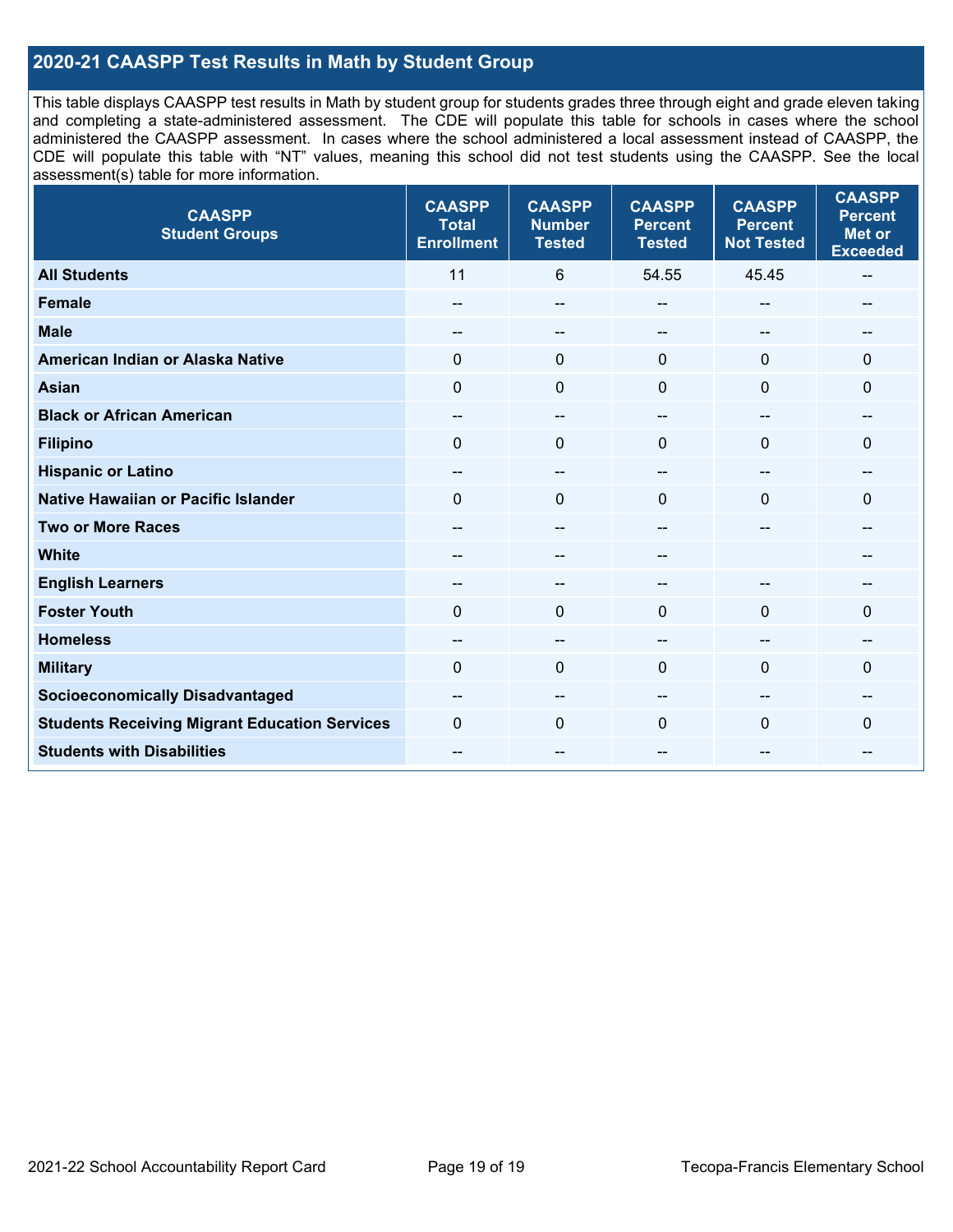## 2020-21 CAASPP Test Results in Math by Student Group

This table displays CAASPP test results in Math by student group for students grades three through eight and grade eleven taking and completing a state-administered assessment. The CDE will populate this table for schools in cases where the school administered the CAASPP assessment. In cases where the school administered a local assessment instead of CAASPP, the CDE will populate this table with "NT" values, meaning this school did not test students using the CAASPP. See the local assessment(s) table for more information.

| CAASPP Student Groups | CAASPP Total Enrollment | CAASPP Number Tested | CAASPP Percent Tested | CAASPP Percent Not Tested | CAASPP Percent Met or Exceeded |
|---|---|---|---|---|---|
| **All Students** | 11 | 6 | 54.55 | 45.45 | -- |
| **Female** | -- | -- | -- | -- | -- |
| **Male** | -- | -- | -- | -- | -- |
| **American Indian or Alaska Native** | 0 | 0 | 0 | 0 | 0 |
| **Asian** | 0 | 0 | 0 | 0 | 0 |
| **Black or African American** | -- | -- | -- | -- | -- |
| **Filipino** | 0 | 0 | 0 | 0 | 0 |
| **Hispanic or Latino** | -- | -- | -- | -- | -- |
| **Native Hawaiian or Pacific Islander** | 0 | 0 | 0 | 0 | 0 |
| **Two or More Races** | -- | -- | -- | -- | -- |
| **White** | -- | -- | -- | | -- |
| **English Learners** | -- | -- | -- | -- | -- |
| **Foster Youth** | 0 | 0 | 0 | 0 | 0 |
| **Homeless** | -- | -- | -- | -- | -- |
| **Military** | 0 | 0 | 0 | 0 | 0 |
| **Socioeconomically Disadvantaged** | -- | -- | -- | -- | -- |
| **Students Receiving Migrant Education Services** | 0 | 0 | 0 | 0 | 0 |
| **Students with Disabilities** | -- | -- | -- | -- | -- |